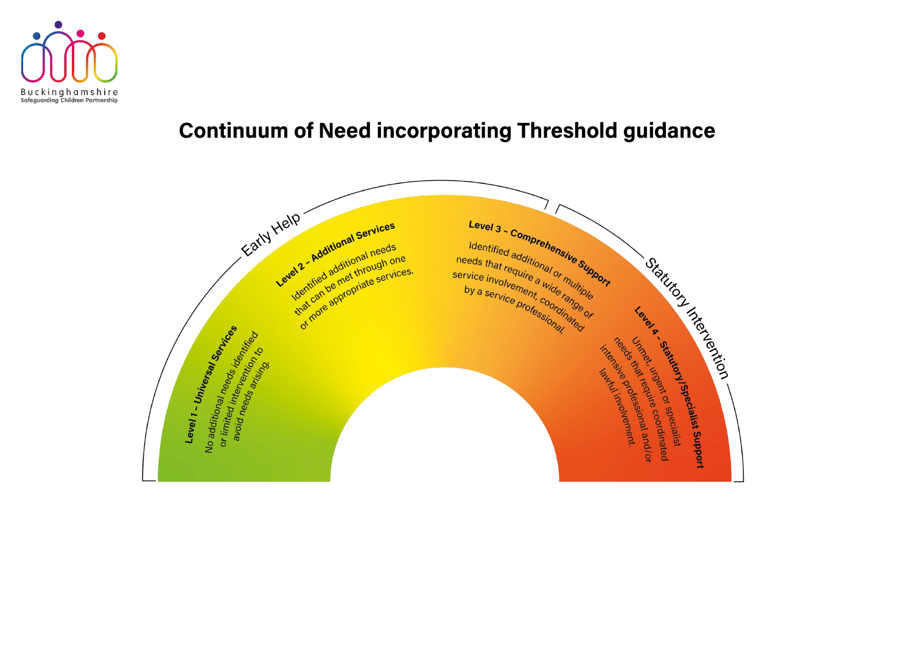Buckinghamshire
Safeguarding Children Partnership

# Continuum of Need incorporating Threshold guidance

## Early Help

**Level 1 – Universal Services**

No additional needs identified or limited intervention to avoid needs arising.

**Level 2 – Additional Services**

Identified additional needs that can be met through one or more appropriate services.

**Level 3 – Comprehensive Support**

Identified additional or multiple needs that require a wide range of service involvement, coordinated by a service professional.

## Statutory Intervention

**Level 4 – Statutory/Specialist Support**

Unmet, urgent or specialist needs that require coordinated intensive professional and/or lawful involvement.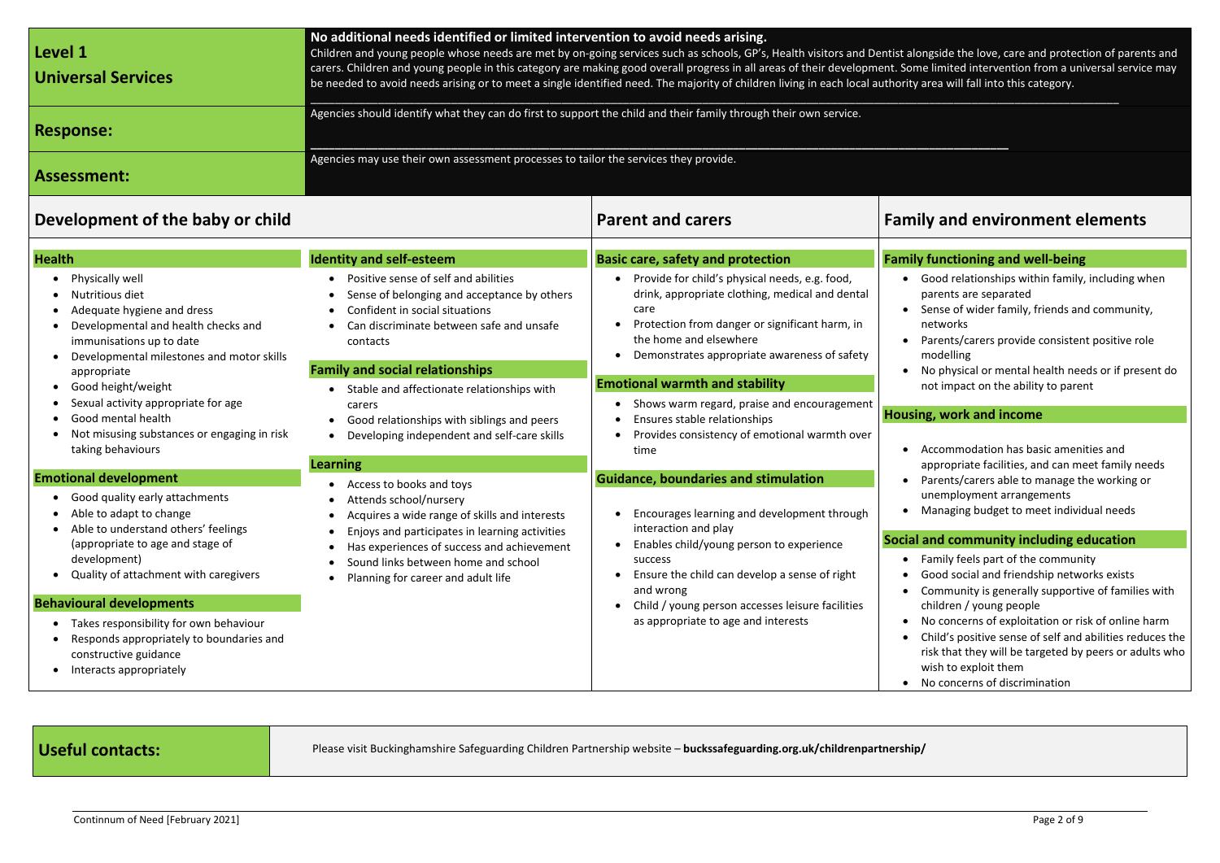## Level 1 Universal Services

**No additional needs identified or limited intervention to avoid needs arising.**

Children and young people whose needs are met by on-going services such as schools, GP's, Health visitors and Dentist alongside the love, care and protection of parents and carers. Children and young people in this category are making good overall progress in all areas of their development. Some limited intervention from a universal service may be needed to avoid needs arising or to meet a single identified need. The majority of children living in each local authority area will fall into this category.

**Response:**

Agencies should identify what they can do first to support the child and their family through their own service.

**Assessment:**

Agencies may use their own assessment processes to tailor the services they provide.

## Development of the baby or child

### Health

- Physically well
- Nutritious diet
- Adequate hygiene and dress
- Developmental and health checks and immunisations up to date
- Developmental milestones and motor skills appropriate
- Good height/weight
- Sexual activity appropriate for age
- Good mental health
- Not misusing substances or engaging in risk taking behaviours

### Emotional development

- Good quality early attachments
- Able to adapt to change
- Able to understand others' feelings (appropriate to age and stage of development)
- Quality of attachment with caregivers

### Behavioural developments

- Takes responsibility for own behaviour
- Responds appropriately to boundaries and constructive guidance
- Interacts appropriately

### Identity and self-esteem

- Positive sense of self and abilities
- Sense of belonging and acceptance by others
- Confident in social situations
- Can discriminate between safe and unsafe contacts

### Family and social relationships

- Stable and affectionate relationships with carers
- Good relationships with siblings and peers
- Developing independent and self-care skills

### Learning

- Access to books and toys
- Attends school/nursery
- Acquires a wide range of skills and interests
- Enjoys and participates in learning activities
- Has experiences of success and achievement
- Sound links between home and school
- Planning for career and adult life

## Parent and carers

### Basic care, safety and protection

- Provide for child's physical needs, e.g. food, drink, appropriate clothing, medical and dental care
- Protection from danger or significant harm, in the home and elsewhere
- Demonstrates appropriate awareness of safety

### Emotional warmth and stability

- Shows warm regard, praise and encouragement
- Ensures stable relationships
- Provides consistency of emotional warmth over time

### Guidance, boundaries and stimulation

- Encourages learning and development through interaction and play
- Enables child/young person to experience success
- Ensure the child can develop a sense of right and wrong
- Child / young person accesses leisure facilities as appropriate to age and interests

## Family and environment elements

### Family functioning and well-being

- Good relationships within family, including when parents are separated
- Sense of wider family, friends and community, networks
- Parents/carers provide consistent positive role modelling
- No physical or mental health needs or if present do not impact on the ability to parent

### Housing, work and income

- Accommodation has basic amenities and appropriate facilities, and can meet family needs
- Parents/carers able to manage the working or unemployment arrangements
- Managing budget to meet individual needs

### Social and community including education

- Family feels part of the community
- Good social and friendship networks exists
- Community is generally supportive of families with children / young people
- No concerns of exploitation or risk of online harm
- Child's positive sense of self and abilities reduces the risk that they will be targeted by peers or adults who wish to exploit them
- No concerns of discrimination

**Useful contacts:**

Please visit Buckinghamshire Safeguarding Children Partnership website – **buckssafeguarding.org.uk/childrenpartnership/**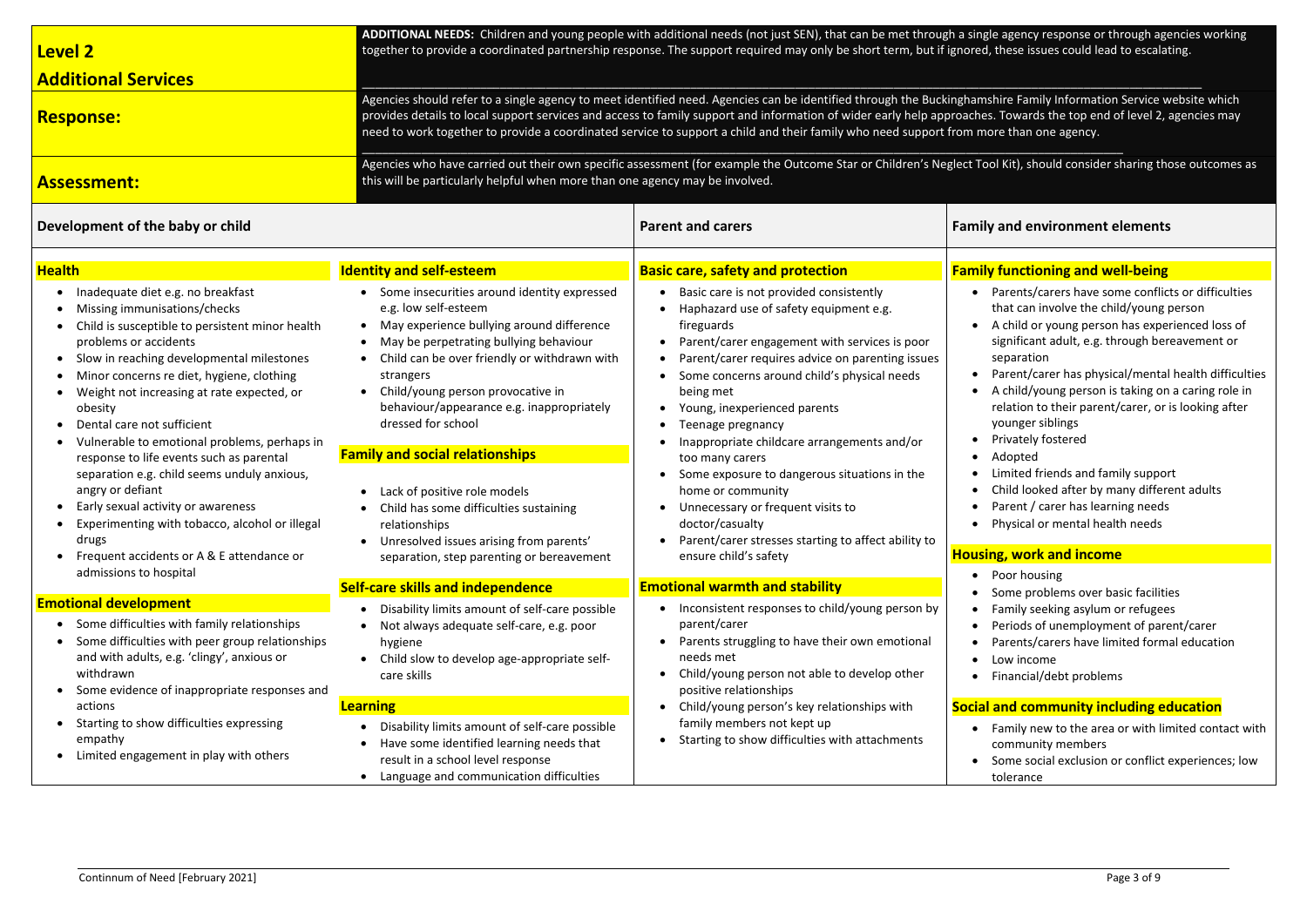## Level 2

## Additional Services

**ADDITIONAL NEEDS:** Children and young people with additional needs (not just SEN), that can be met through a single agency response or through agencies working together to provide a coordinated partnership response. The support required may only be short term, but if ignored, these issues could lead to escalating.

## Response:

Agencies should refer to a single agency to meet identified need. Agencies can be identified through the Buckinghamshire Family Information Service website which provides details to local support services and access to family support and information of wider early help approaches. Towards the top end of level 2, agencies may need to work together to provide a coordinated service to support a child and their family who need support from more than one agency.

## Assessment:

Agencies who have carried out their own specific assessment (for example the Outcome Star or Children's Neglect Tool Kit), should consider sharing those outcomes as this will be particularly helpful when more than one agency may be involved.

### Development of the baby or child

**Health**

- Inadequate diet e.g. no breakfast
- Missing immunisations/checks
- Child is susceptible to persistent minor health problems or accidents
- Slow in reaching developmental milestones
- Minor concerns re diet, hygiene, clothing
- Weight not increasing at rate expected, or obesity
- Dental care not sufficient
- Vulnerable to emotional problems, perhaps in response to life events such as parental separation e.g. child seems unduly anxious, angry or defiant
- Early sexual activity or awareness
- Experimenting with tobacco, alcohol or illegal drugs
- Frequent accidents or A & E attendance or admissions to hospital

**Emotional development**

- Some difficulties with family relationships
- Some difficulties with peer group relationships and with adults, e.g. 'clingy', anxious or withdrawn
- Some evidence of inappropriate responses and actions
- Starting to show difficulties expressing empathy
- Limited engagement in play with others

**Identity and self-esteem**

- Some insecurities around identity expressed e.g. low self-esteem
- May experience bullying around difference
- May be perpetrating bullying behaviour
- Child can be over friendly or withdrawn with strangers
- Child/young person provocative in behaviour/appearance e.g. inappropriately dressed for school

**Family and social relationships**

- Lack of positive role models
- Child has some difficulties sustaining relationships
- Unresolved issues arising from parents' separation, step parenting or bereavement

**Self-care skills and independence**

- Disability limits amount of self-care possible
- Not always adequate self-care, e.g. poor hygiene
- Child slow to develop age-appropriate self-care skills

**Learning**

- Disability limits amount of self-care possible
- Have some identified learning needs that result in a school level response
- Language and communication difficulties

### Parent and carers

**Basic care, safety and protection**

- Basic care is not provided consistently
- Haphazard use of safety equipment e.g. fireguards
- Parent/carer engagement with services is poor
- Parent/carer requires advice on parenting issues
- Some concerns around child's physical needs being met
- Young, inexperienced parents
- Teenage pregnancy
- Inappropriate childcare arrangements and/or too many carers
- Some exposure to dangerous situations in the home or community
- Unnecessary or frequent visits to doctor/casualty
- Parent/carer stresses starting to affect ability to ensure child's safety

**Emotional warmth and stability**

- Inconsistent responses to child/young person by parent/carer
- Parents struggling to have their own emotional needs met
- Child/young person not able to develop other positive relationships
- Child/young person's key relationships with family members not kept up
- Starting to show difficulties with attachments

### Family and environment elements

**Family functioning and well-being**

- Parents/carers have some conflicts or difficulties that can involve the child/young person
- A child or young person has experienced loss of significant adult, e.g. through bereavement or separation
- Parent/carer has physical/mental health difficulties
- A child/young person is taking on a caring role in relation to their parent/carer, or is looking after younger siblings
- Privately fostered
- Adopted
- Limited friends and family support
- Child looked after by many different adults
- Parent / carer has learning needs
- Physical or mental health needs

**Housing, work and income**

- Poor housing
- Some problems over basic facilities
- Family seeking asylum or refugees
- Periods of unemployment of parent/carer
- Parents/carers have limited formal education
- Low income
- Financial/debt problems

**Social and community including education**

- Family new to the area or with limited contact with community members
- Some social exclusion or conflict experiences; low tolerance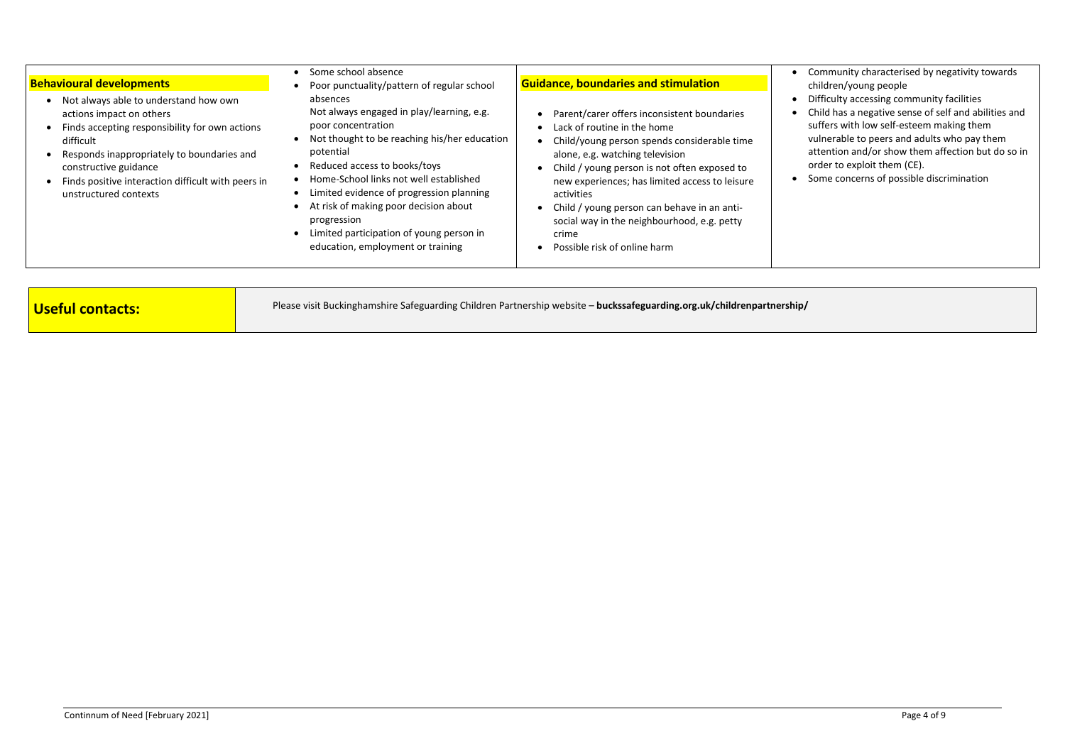### Behavioural developments

- Not always able to understand how own actions impact on others
- Finds accepting responsibility for own actions difficult
- Responds inappropriately to boundaries and constructive guidance
- Finds positive interaction difficult with peers in unstructured contexts

- Some school absence
- Poor punctuality/pattern of regular school absences
  Not always engaged in play/learning, e.g. poor concentration
- Not thought to be reaching his/her education potential
- Reduced access to books/toys
- Home-School links not well established
- Limited evidence of progression planning
- At risk of making poor decision about progression
- Limited participation of young person in education, employment or training

### Guidance, boundaries and stimulation

- Parent/carer offers inconsistent boundaries
- Lack of routine in the home
- Child/young person spends considerable time alone, e.g. watching television
- Child / young person is not often exposed to new experiences; has limited access to leisure activities
- Child / young person can behave in an anti-social way in the neighbourhood, e.g. petty crime
- Possible risk of online harm

- Community characterised by negativity towards children/young people
- Difficulty accessing community facilities
- Child has a negative sense of self and abilities and suffers with low self-esteem making them vulnerable to peers and adults who pay them attention and/or show them affection but do so in order to exploit them (CE).
- Some concerns of possible discrimination

| **Useful contacts:** | Please visit Buckinghamshire Safeguarding Children Partnership website – **buckssafeguarding.org.uk/childrenpartnership/** |
|---|---|

Continnum of Need [February 2021]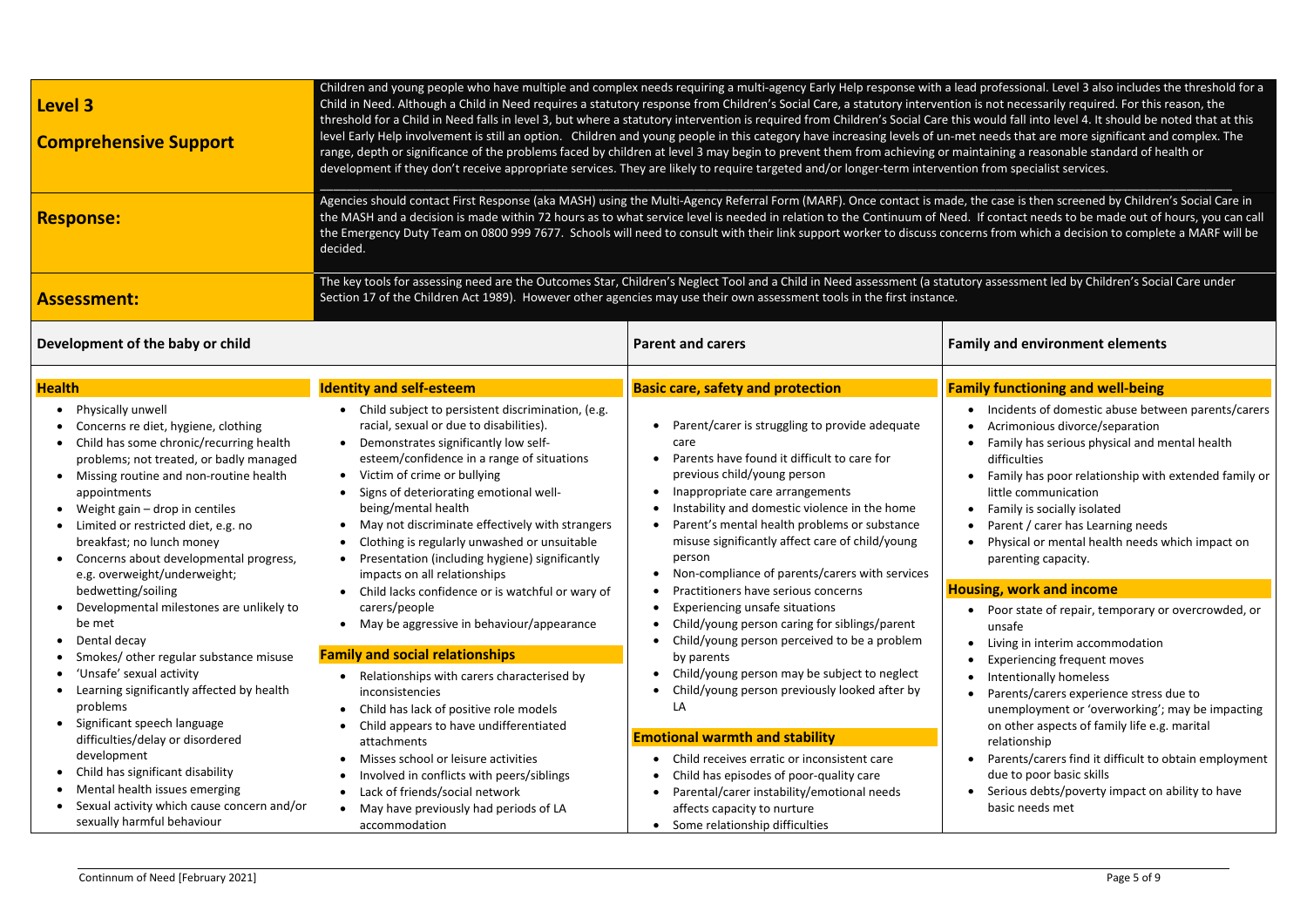## Level 3

## Comprehensive Support

Children and young people who have multiple and complex needs requiring a multi-agency Early Help response with a lead professional. Level 3 also includes the threshold for a Child in Need. Although a Child in Need requires a statutory response from Children's Social Care, a statutory intervention is not necessarily required. For this reason, the threshold for a Child in Need falls in level 3, but where a statutory intervention is required from Children's Social Care this would fall into level 4. It should be noted that at this level Early Help involvement is still an option. Children and young people in this category have increasing levels of un-met needs that are more significant and complex. The range, depth or significance of the problems faced by children at level 3 may begin to prevent them from achieving or maintaining a reasonable standard of health or development if they don't receive appropriate services. They are likely to require targeted and/or longer-term intervention from specialist services.

## Response:

Agencies should contact First Response (aka MASH) using the Multi-Agency Referral Form (MARF). Once contact is made, the case is then screened by Children's Social Care in the MASH and a decision is made within 72 hours as to what service level is needed in relation to the Continuum of Need. If contact needs to be made out of hours, you can call the Emergency Duty Team on 0800 999 7677. Schools will need to consult with their link support worker to discuss concerns from which a decision to complete a MARF will be decided.

## Assessment:

The key tools for assessing need are the Outcomes Star, Children's Neglect Tool and a Child in Need assessment (a statutory assessment led by Children's Social Care under Section 17 of the Children Act 1989). However other agencies may use their own assessment tools in the first instance.

### Development of the baby or child

#### Health

- Physically unwell
- Concerns re diet, hygiene, clothing
- Child has some chronic/recurring health problems; not treated, or badly managed
- Missing routine and non-routine health appointments
- Weight gain – drop in centiles
- Limited or restricted diet, e.g. no breakfast; no lunch money
- Concerns about developmental progress, e.g. overweight/underweight; bedwetting/soiling
- Developmental milestones are unlikely to be met
- Dental decay
- Smokes/ other regular substance misuse
- 'Unsafe' sexual activity
- Learning significantly affected by health problems
- Significant speech language difficulties/delay or disordered development
- Child has significant disability
- Mental health issues emerging
- Sexual activity which cause concern and/or sexually harmful behaviour

#### Identity and self-esteem

- Child subject to persistent discrimination, (e.g. racial, sexual or due to disabilities).
- Demonstrates significantly low self-esteem/confidence in a range of situations
- Victim of crime or bullying
- Signs of deteriorating emotional well-being/mental health
- May not discriminate effectively with strangers
- Clothing is regularly unwashed or unsuitable
- Presentation (including hygiene) significantly impacts on all relationships
- Child lacks confidence or is watchful or wary of carers/people
- May be aggressive in behaviour/appearance

#### Family and social relationships

- Relationships with carers characterised by inconsistencies
- Child has lack of positive role models
- Child appears to have undifferentiated attachments
- Misses school or leisure activities
- Involved in conflicts with peers/siblings
- Lack of friends/social network
- May have previously had periods of LA accommodation

### Parent and carers

#### Basic care, safety and protection

- Parent/carer is struggling to provide adequate care
- Parents have found it difficult to care for previous child/young person
- Inappropriate care arrangements
- Instability and domestic violence in the home
- Parent's mental health problems or substance misuse significantly affect care of child/young person
- Non-compliance of parents/carers with services
- Practitioners have serious concerns
- Experiencing unsafe situations
- Child/young person caring for siblings/parent
- Child/young person perceived to be a problem by parents
- Child/young person may be subject to neglect
- Child/young person previously looked after by LA

#### Emotional warmth and stability

- Child receives erratic or inconsistent care
- Child has episodes of poor-quality care
- Parental/carer instability/emotional needs affects capacity to nurture
- Some relationship difficulties

### Family and environment elements

#### Family functioning and well-being

- Incidents of domestic abuse between parents/carers
- Acrimonious divorce/separation
- Family has serious physical and mental health difficulties
- Family has poor relationship with extended family or little communication
- Family is socially isolated
- Parent / carer has Learning needs
- Physical or mental health needs which impact on parenting capacity.

#### Housing, work and income

- Poor state of repair, temporary or overcrowded, or unsafe
- Living in interim accommodation
- Experiencing frequent moves
- Intentionally homeless
- Parents/carers experience stress due to unemployment or 'overworking'; may be impacting on other aspects of family life e.g. marital relationship
- Parents/carers find it difficult to obtain employment due to poor basic skills
- Serious debts/poverty impact on ability to have basic needs met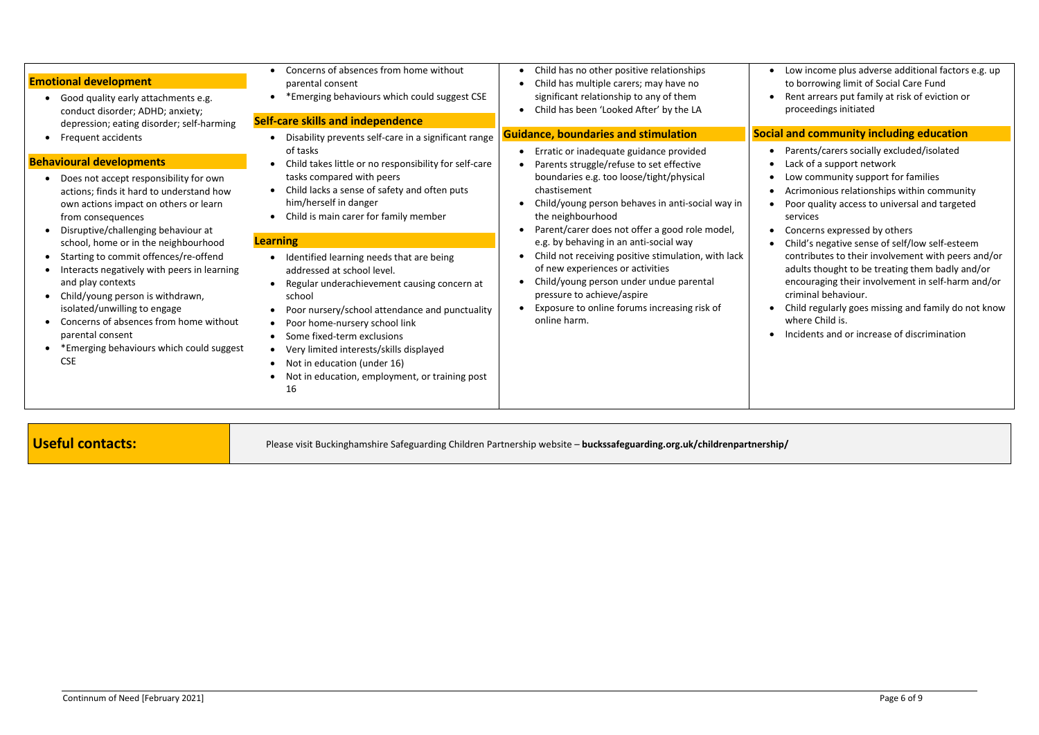### Emotional development

- Good quality early attachments e.g. conduct disorder; ADHD; anxiety; depression; eating disorder; self-harming
- Frequent accidents

### Behavioural developments

- Does not accept responsibility for own actions; finds it hard to understand how own actions impact on others or learn from consequences
- Disruptive/challenging behaviour at school, home or in the neighbourhood
- Starting to commit offences/re-offend
- Interacts negatively with peers in learning and play contexts
- Child/young person is withdrawn, isolated/unwilling to engage
- Concerns of absences from home without parental consent
- *Emerging behaviours which could suggest CSE

- Concerns of absences from home without parental consent
- *Emerging behaviours which could suggest CSE

### Self-care skills and independence

- Disability prevents self-care in a significant range of tasks
- Child takes little or no responsibility for self-care tasks compared with peers
- Child lacks a sense of safety and often puts him/herself in danger
- Child is main carer for family member

### Learning

- Identified learning needs that are being addressed at school level.
- Regular underachievement causing concern at school
- Poor nursery/school attendance and punctuality
- Poor home-nursery school link
- Some fixed-term exclusions
- Very limited interests/skills displayed
- Not in education (under 16)
- Not in education, employment, or training post 16

- Child has no other positive relationships
- Child has multiple carers; may have no significant relationship to any of them
- Child has been 'Looked After' by the LA

### Guidance, boundaries and stimulation

- Erratic or inadequate guidance provided
- Parents struggle/refuse to set effective boundaries e.g. too loose/tight/physical chastisement
- Child/young person behaves in anti-social way in the neighbourhood
- Parent/carer does not offer a good role model, e.g. by behaving in an anti-social way
- Child not receiving positive stimulation, with lack of new experiences or activities
- Child/young person under undue parental pressure to achieve/aspire
- Exposure to online forums increasing risk of online harm.

- Low income plus adverse additional factors e.g. up to borrowing limit of Social Care Fund
- Rent arrears put family at risk of eviction or proceedings initiated

### Social and community including education

- Parents/carers socially excluded/isolated
- Lack of a support network
- Low community support for families
- Acrimonious relationships within community
- Poor quality access to universal and targeted services
- Concerns expressed by others
- Child's negative sense of self/low self-esteem contributes to their involvement with peers and/or adults thought to be treating them badly and/or encouraging their involvement in self-harm and/or criminal behaviour.
- Child regularly goes missing and family do not know where Child is.
- Incidents and or increase of discrimination

| **Useful contacts:** | Please visit Buckinghamshire Safeguarding Children Partnership website – **buckssafeguarding.org.uk/childrenpartnership/** |
|---|---|

Continnum of Need [February 2021]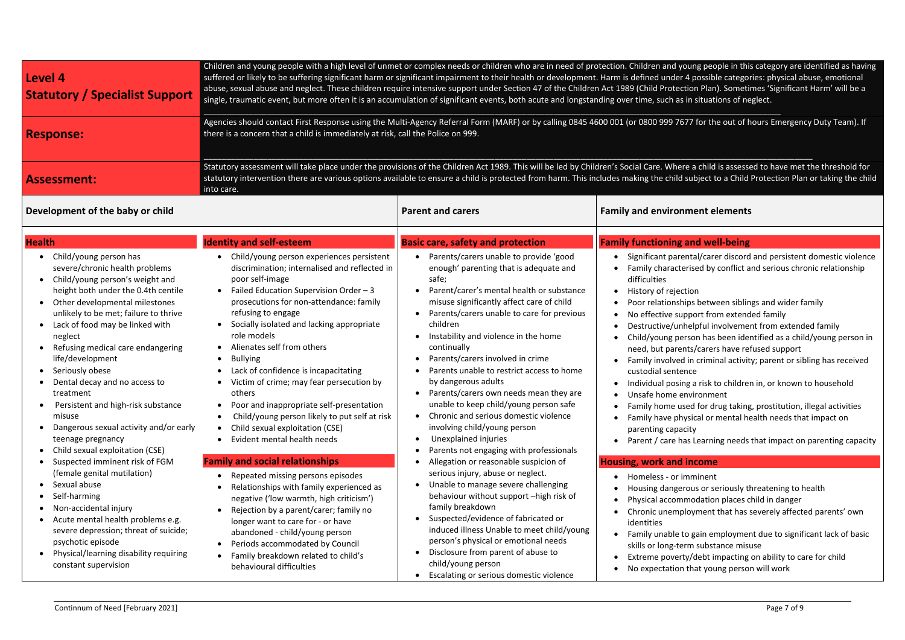## Level 4
## Statutory / Specialist Support

Children and young people with a high level of unmet or complex needs or children who are in need of protection. Children and young people in this category are identified as having suffered or likely to be suffering significant harm or significant impairment to their health or development. Harm is defined under 4 possible categories: physical abuse, emotional abuse, sexual abuse and neglect. These children require intensive support under Section 47 of the Children Act 1989 (Child Protection Plan). Sometimes 'Significant Harm' will be a single, traumatic event, but more often it is an accumulation of significant events, both acute and longstanding over time, such as in situations of neglect.

## Response:

Agencies should contact First Response using the Multi-Agency Referral Form (MARF) or by calling 0845 4600 001 (or 0800 999 7677 for the out of hours Emergency Duty Team). If there is a concern that a child is immediately at risk, call the Police on 999.

## Assessment:

Statutory assessment will take place under the provisions of the Children Act 1989. This will be led by Children's Social Care. Where a child is assessed to have met the threshold for statutory intervention there are various options available to ensure a child is protected from harm. This includes making the child subject to a Child Protection Plan or taking the child into care.

## Development of the baby or child

### Health

- Child/young person has severe/chronic health problems
- Child/young person's weight and height both under the 0.4th centile
- Other developmental milestones unlikely to be met; failure to thrive
- Lack of food may be linked with neglect
- Refusing medical care endangering life/development
- Seriously obese
- Dental decay and no access to treatment
- Persistent and high-risk substance misuse
- Dangerous sexual activity and/or early teenage pregnancy
- Child sexual exploitation (CSE)
- Suspected imminent risk of FGM (female genital mutilation)
- Sexual abuse
- Self-harming
- Non-accidental injury
- Acute mental health problems e.g. severe depression; threat of suicide; psychotic episode
- Physical/learning disability requiring constant supervision

### Identity and self-esteem

- Child/young person experiences persistent discrimination; internalised and reflected in poor self-image
- Failed Education Supervision Order – 3 prosecutions for non-attendance: family refusing to engage
- Socially isolated and lacking appropriate role models
- Alienates self from others
- Bullying
- Lack of confidence is incapacitating
- Victim of crime; may fear persecution by others
- Poor and inappropriate self-presentation
- Child/young person likely to put self at risk
- Child sexual exploitation (CSE)
- Evident mental health needs

### Family and social relationships

- Repeated missing persons episodes
- Relationships with family experienced as negative ('low warmth, high criticism')
- Rejection by a parent/carer; family no longer want to care for - or have abandoned - child/young person
- Periods accommodated by Council
- Family breakdown related to child's behavioural difficulties

## Parent and carers

### Basic care, safety and protection

- Parents/carers unable to provide 'good enough' parenting that is adequate and safe;
- Parent/carer's mental health or substance misuse significantly affect care of child
- Parents/carers unable to care for previous children
- Instability and violence in the home continually
- Parents/carers involved in crime
- Parents unable to restrict access to home by dangerous adults
- Parents/carers own needs mean they are unable to keep child/young person safe
- Chronic and serious domestic violence involving child/young person
- Unexplained injuries
- Parents not engaging with professionals
- Allegation or reasonable suspicion of serious injury, abuse or neglect.
- Unable to manage severe challenging behaviour without support –high risk of family breakdown
- Suspected/evidence of fabricated or induced illness Unable to meet child/young person's physical or emotional needs
- Disclosure from parent of abuse to child/young person
- Escalating or serious domestic violence

## Family and environment elements

### Family functioning and well-being

- Significant parental/carer discord and persistent domestic violence
- Family characterised by conflict and serious chronic relationship difficulties
- History of rejection
- Poor relationships between siblings and wider family
- No effective support from extended family
- Destructive/unhelpful involvement from extended family
- Child/young person has been identified as a child/young person in need, but parents/carers have refused support
- Family involved in criminal activity; parent or sibling has received custodial sentence
- Individual posing a risk to children in, or known to household
- Unsafe home environment
- Family home used for drug taking, prostitution, illegal activities
- Family have physical or mental health needs that impact on parenting capacity
- Parent / care has Learning needs that impact on parenting capacity

### Housing, work and income

- Homeless - or imminent
- Housing dangerous or seriously threatening to health
- Physical accommodation places child in danger
- Chronic unemployment that has severely affected parents' own identities
- Family unable to gain employment due to significant lack of basic skills or long-term substance misuse
- Extreme poverty/debt impacting on ability to care for child
- No expectation that young person will work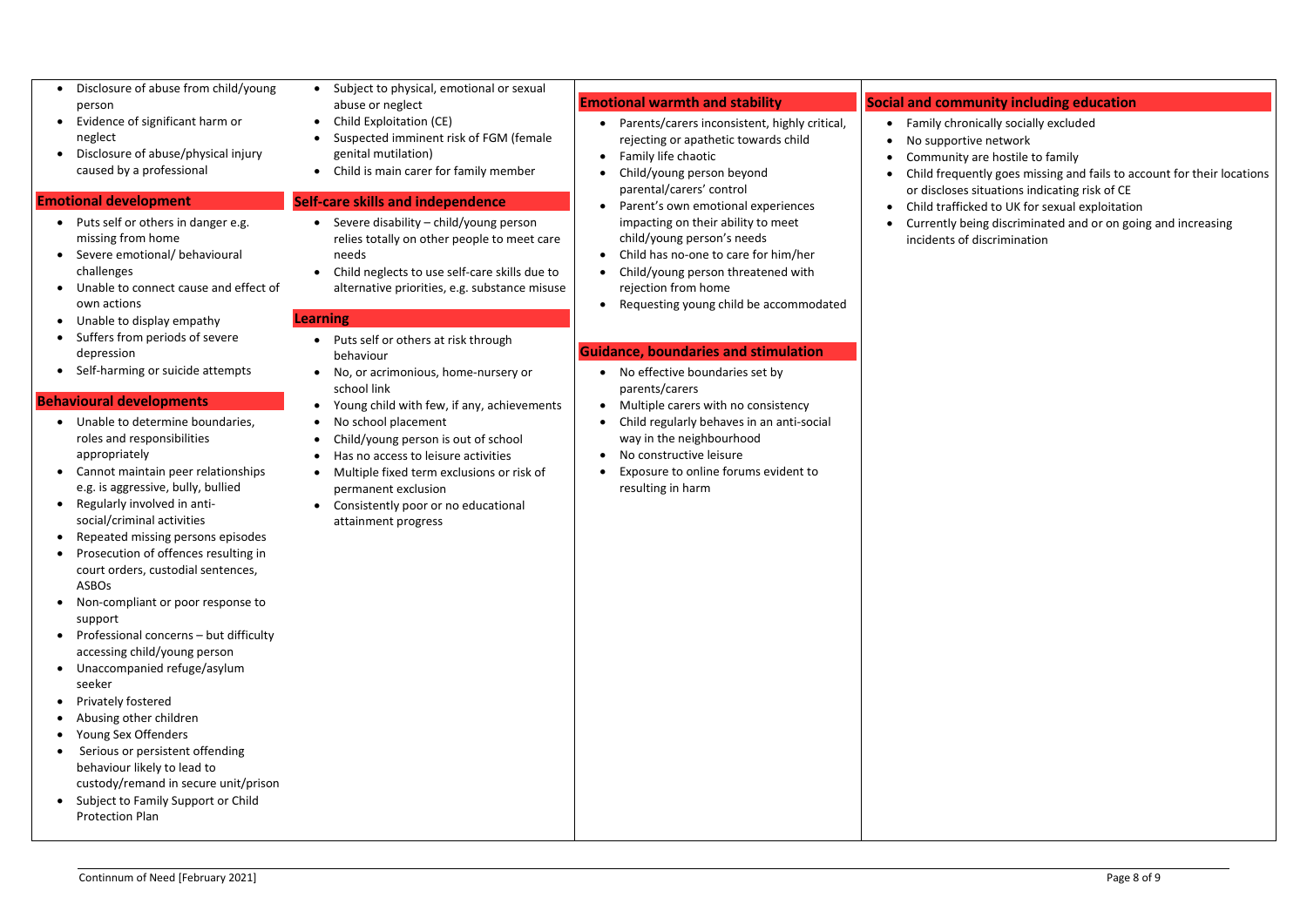- Disclosure of abuse from child/young person
- Evidence of significant harm or neglect
- Disclosure of abuse/physical injury caused by a professional

### Emotional development

- Puts self or others in danger e.g. missing from home
- Severe emotional/ behavioural challenges
- Unable to connect cause and effect of own actions
- Unable to display empathy
- Suffers from periods of severe depression
- Self-harming or suicide attempts

### Behavioural developments

- Unable to determine boundaries, roles and responsibilities appropriately
- Cannot maintain peer relationships e.g. is aggressive, bully, bullied
- Regularly involved in anti-social/criminal activities
- Repeated missing persons episodes
- Prosecution of offences resulting in court orders, custodial sentences, ASBOs
- Non-compliant or poor response to support
- Professional concerns – but difficulty accessing child/young person
- Unaccompanied refuge/asylum seeker
- Privately fostered
- Abusing other children
- Young Sex Offenders
- Serious or persistent offending behaviour likely to lead to custody/remand in secure unit/prison
- Subject to Family Support or Child Protection Plan

- Subject to physical, emotional or sexual abuse or neglect
- Child Exploitation (CE)
- Suspected imminent risk of FGM (female genital mutilation)
- Child is main carer for family member

### Self-care skills and independence

- Severe disability – child/young person relies totally on other people to meet care needs
- Child neglects to use self-care skills due to alternative priorities, e.g. substance misuse

### Learning

- Puts self or others at risk through behaviour
- No, or acrimonious, home-nursery or school link
- Young child with few, if any, achievements
- No school placement
- Child/young person is out of school
- Has no access to leisure activities
- Multiple fixed term exclusions or risk of permanent exclusion
- Consistently poor or no educational attainment progress

### Emotional warmth and stability

- Parents/carers inconsistent, highly critical, rejecting or apathetic towards child
- Family life chaotic
- Child/young person beyond parental/carers' control
- Parent's own emotional experiences impacting on their ability to meet child/young person's needs
- Child has no-one to care for him/her
- Child/young person threatened with rejection from home
- Requesting young child be accommodated

### Guidance, boundaries and stimulation

- No effective boundaries set by parents/carers
- Multiple carers with no consistency
- Child regularly behaves in an anti-social way in the neighbourhood
- No constructive leisure
- Exposure to online forums evident to resulting in harm

### Social and community including education

- Family chronically socially excluded
- No supportive network
- Community are hostile to family
- Child frequently goes missing and fails to account for their locations or discloses situations indicating risk of CE
- Child trafficked to UK for sexual exploitation
- Currently being discriminated and or on going and increasing incidents of discrimination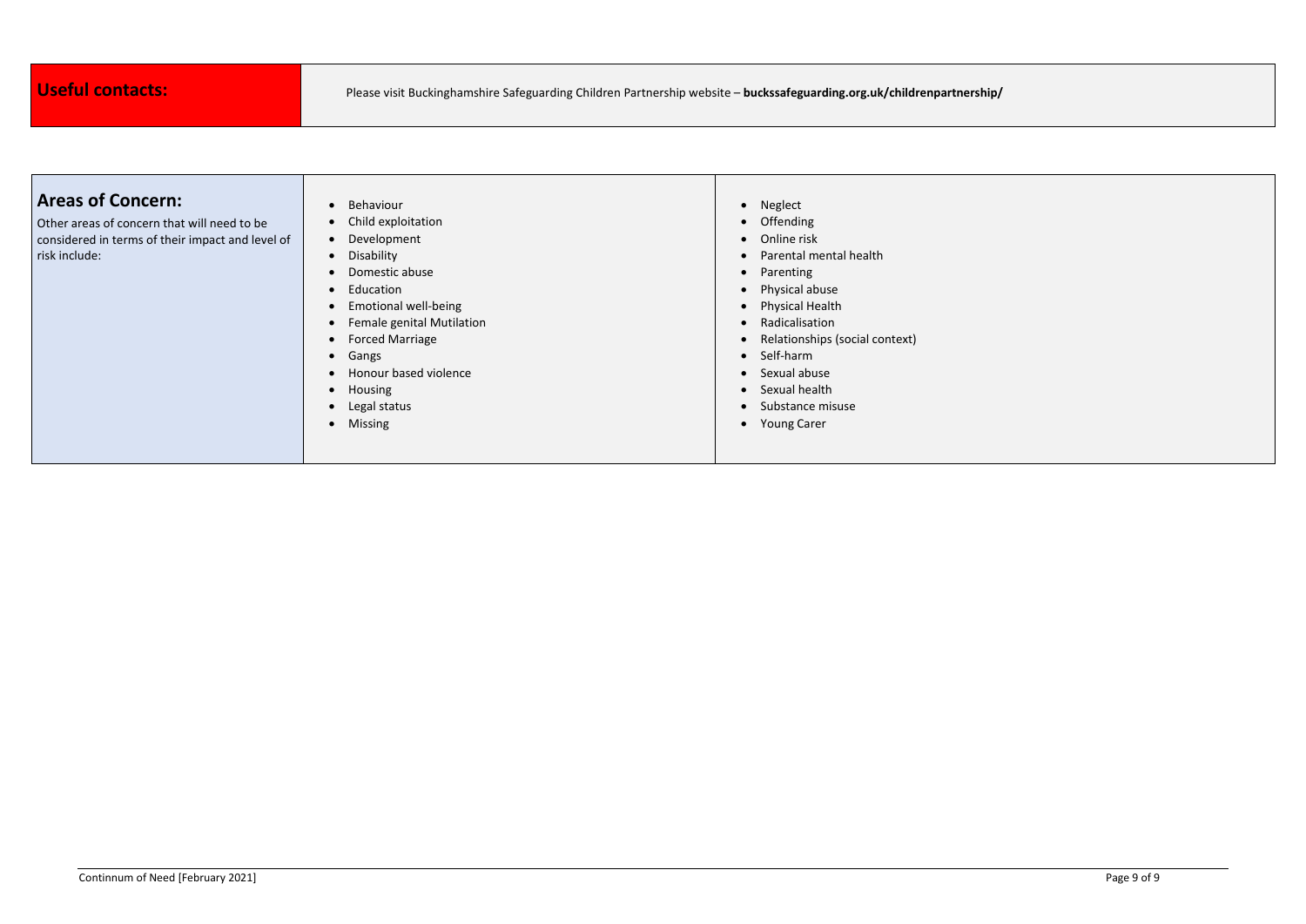| | |
|---|---|
| **Useful contacts:** | Please visit Buckinghamshire Safeguarding Children Partnership website – **buckssafeguarding.org.uk/childrenpartnership/** |

| | | |
|---|---|---|
| **Areas of Concern:**<br>Other areas of concern that will need to be considered in terms of their impact and level of risk include: | • Behaviour<br>• Child exploitation<br>• Development<br>• Disability<br>• Domestic abuse<br>• Education<br>• Emotional well-being<br>• Female genital Mutilation<br>• Forced Marriage<br>• Gangs<br>• Honour based violence<br>• Housing<br>• Legal status<br>• Missing | • Neglect<br>• Offending<br>• Online risk<br>• Parental mental health<br>• Parenting<br>• Physical abuse<br>• Physical Health<br>• Radicalisation<br>• Relationships (social context)<br>• Self-harm<br>• Sexual abuse<br>• Sexual health<br>• Substance misuse<br>• Young Carer |